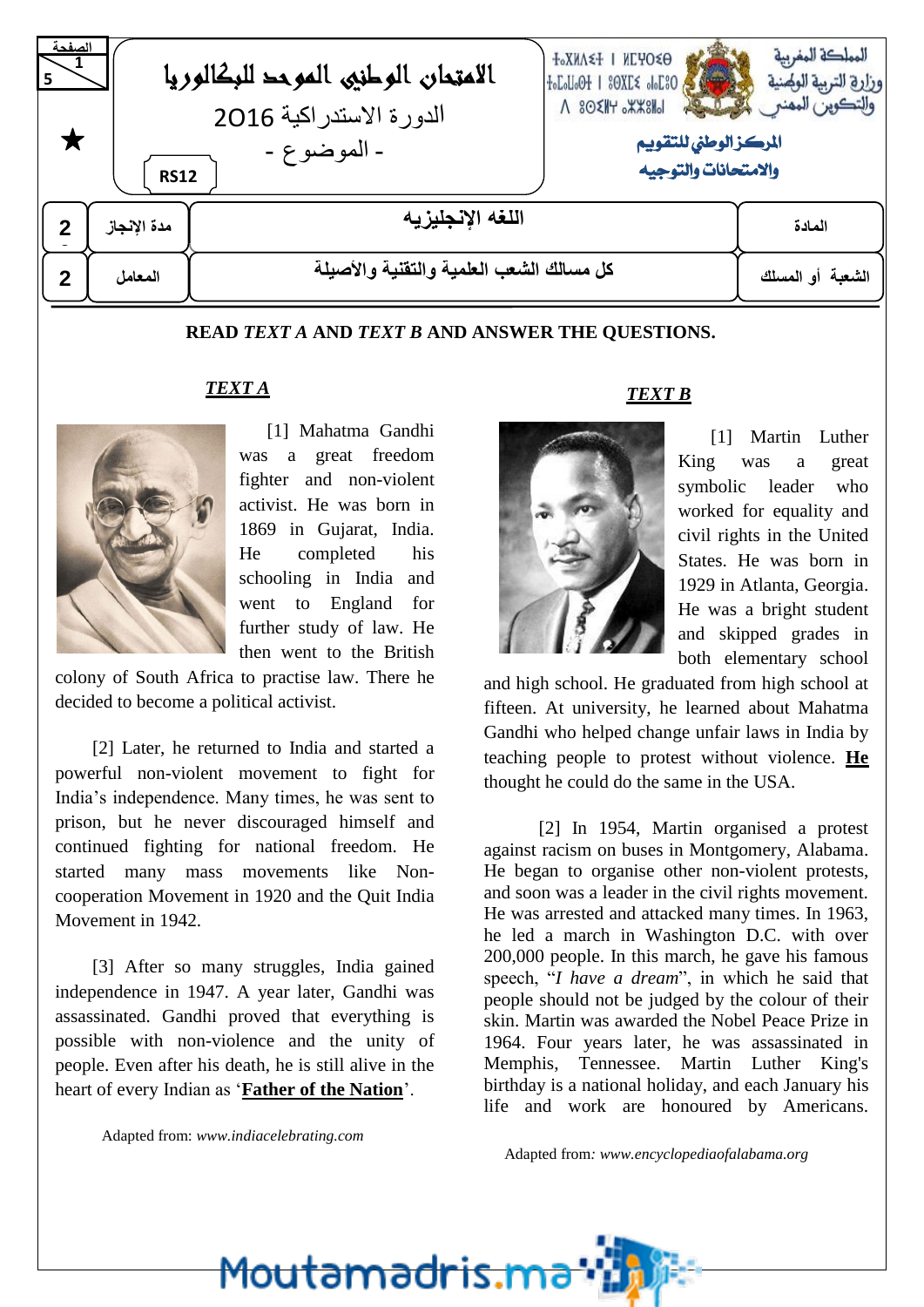الامتحان الوطني الموحد للبكالوريا
الدورة الاستدراكية 2016
- الموضوع -
RS12

المملكة المغربية
وزارة التربية الوطنية والتكوين المهني
المركز الوطني للتقويم والامتحانات والتوجيه

| مدة الإنجاز | 2 | اللغه الإنجليزيه | المادة |
|---|---|---|---|
| المعامل | 2 | كل مسالك الشعب العلمية والتقنية والأصيلة | الشعبة أو المسلك |

**READ *TEXT A* AND *TEXT B* AND ANSWER THE QUESTIONS.**

### *TEXT A*

[1] Mahatma Gandhi was a great freedom fighter and non-violent activist. He was born in 1869 in Gujarat, India. He completed his schooling in India and went to England for further study of law. He then went to the British colony of South Africa to practise law. There he decided to become a political activist.

[2] Later, he returned to India and started a powerful non-violent movement to fight for India's independence. Many times, he was sent to prison, but he never discouraged himself and continued fighting for national freedom. He started many mass movements like Non-cooperation Movement in 1920 and the Quit India Movement in 1942.

[3] After so many struggles, India gained independence in 1947. A year later, Gandhi was assassinated. Gandhi proved that everything is possible with non-violence and the unity of people. Even after his death, he is still alive in the heart of every Indian as '**Father of the Nation**'.

Adapted from: *www.indiacelebrating.com*

### *TEXT B*

[1] Martin Luther King was a great symbolic leader who worked for equality and civil rights in the United States. He was born in 1929 in Atlanta, Georgia. He was a bright student and skipped grades in both elementary school and high school. He graduated from high school at fifteen. At university, he learned about Mahatma Gandhi who helped change unfair laws in India by teaching people to protest without violence. **He** thought he could do the same in the USA.

[2] In 1954, Martin organised a protest against racism on buses in Montgomery, Alabama. He began to organise other non-violent protests, and soon was a leader in the civil rights movement. He was arrested and attacked many times. In 1963, he led a march in Washington D.C. with over 200,000 people. In this march, he gave his famous speech, "*I have a dream*", in which he said that people should not be judged by the colour of their skin. Martin was awarded the Nobel Peace Prize in 1964. Four years later, he was assassinated in Memphis, Tennessee. Martin Luther King's birthday is a national holiday, and each January his life and work are honoured by Americans.

Adapted from*: www.encyclopediaofalabama.org*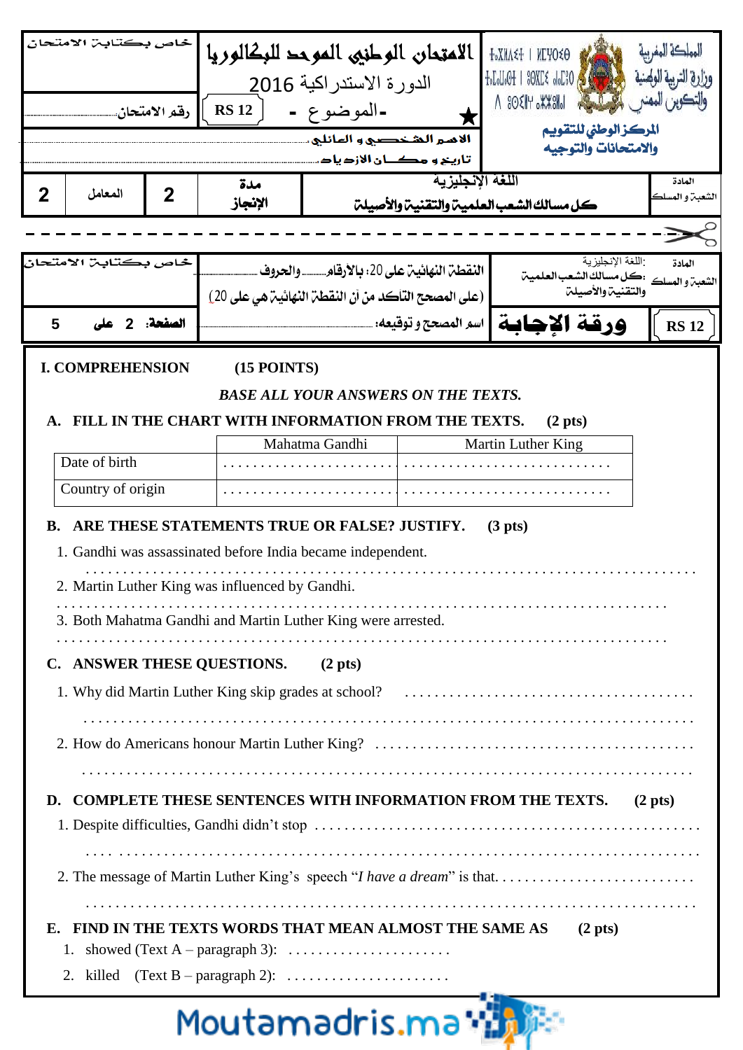| خاص بكتابة الامتحان | الامتحان الوطني الموحد للبكالوريا | المملكة المغربية |
| --- | --- | --- |
| رقم الامتحان.................. | الدورة الاستدراكية 2016 | وزارة التربية الوطنية والتكوين المهني |
| | RS 12 - الموضوع - | المركز الوطني للتقويم والامتحانات والتوجيه |

الاسم الشخصي و العائلي ..........................................................

تاريخ و مكان الازدياد ..........................................................

| 2 | المعامل | 2 | مدة الإنجاز | اللغة الإنجليزية / كل مسالك الشعب العلمية والتقنية والأصيلة | المادة / الشعبة و المسلك |
| --- | --- | --- | --- | --- | --- |

- - - - - - - - - - - - - - - - - - - - - - - - - - - - - - - - - - - - - - - -

| خاص بكتابة الامتحان | النقطة النهائية على 20: بالأرقام......... والحروف ................ (على المصحح التأكد من أن النقطة النهائية هي على 20) | المادة: اللغة الإنجليزية / الشعبة و المسلك: كل مسالك الشعب العلمية والتقنية والأصيلة |
| --- | --- | --- |
| الصفحة: 2 على 5 | اسم المصحح و توقيعه: ................ | ورقة الإجابة RS 12 |

**I. COMPREHENSION (15 POINTS)**

***BASE ALL YOUR ANSWERS ON THE TEXTS.***

**A. FILL IN THE CHART WITH INFORMATION FROM THE TEXTS. (2 pts)**

| | Mahatma Gandhi | Martin Luther King |
| --- | --- | --- |
| Date of birth | ........................ | ............................. |
| Country of origin | ........................ | ............................. |

**B. ARE THESE STATEMENTS TRUE OR FALSE? JUSTIFY. (3 pts)**

1. Gandhi was assassinated before India became independent.

...........................................................................................

2. Martin Luther King was influenced by Gandhi.

...........................................................................................

3. Both Mahatma Gandhi and Martin Luther King were arrested.

...........................................................................................

**C. ANSWER THESE QUESTIONS. (2 pts)**

1. Why did Martin Luther King skip grades at school? .......................................

...........................................................................................

2. How do Americans honour Martin Luther King? ..........................................

...........................................................................................

**D. COMPLETE THESE SENTENCES WITH INFORMATION FROM THE TEXTS. (2 pts)**

1. Despite difficulties, Gandhi didn't stop ....................................................

...........................................................................................

2. The message of Martin Luther King's speech "*I have a dream*" is that. ...........................

...........................................................................................

**E. FIND IN THE TEXTS WORDS THAT MEAN ALMOST THE SAME AS (2 pts)**

1. showed (Text A – paragraph 3): ......................
2. killed (Text B – paragraph 2): ......................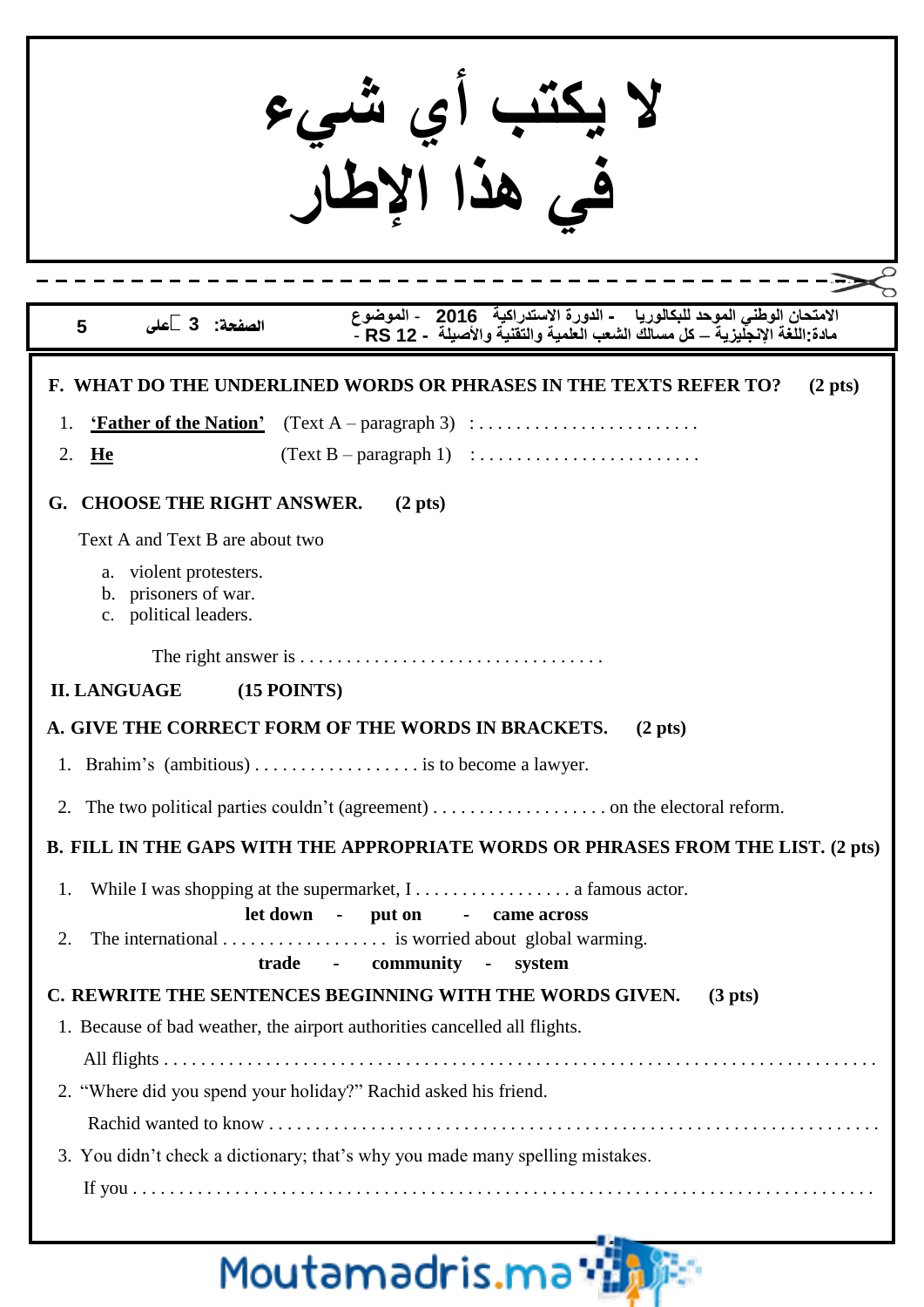لا يكتب أي شيء
في هذا الإطار

## F. WHAT DO THE UNDERLINED WORDS OR PHRASES IN THE TEXTS REFER TO? (2 pts)

1. **'Father of the Nation'** (Text A – paragraph 3) : . . . . . . . . . . . . . . . . . . . . . . . .
2. **He** (Text B – paragraph 1) : . . . . . . . . . . . . . . . . . . . . . . . .

## G. CHOOSE THE RIGHT ANSWER. (2 pts)

Text A and Text B are about two

a. violent protesters.
b. prisoners of war.
c. political leaders.

The right answer is . . . . . . . . . . . . . . . . . . . . . . . . . . . . . . . .

# II. LANGUAGE (15 POINTS)

## A. GIVE THE CORRECT FORM OF THE WORDS IN BRACKETS. (2 pts)

1. Brahim's (ambitious) . . . . . . . . . . . . . . . . . . is to become a lawyer.
2. The two political parties couldn't (agreement) . . . . . . . . . . . . . . . . . . . on the electoral reform.

## B. FILL IN THE GAPS WITH THE APPROPRIATE WORDS OR PHRASES FROM THE LIST. (2 pts)

1. While I was shopping at the supermarket, I . . . . . . . . . . . . . . . . . a famous actor.

   **let down - put on - came across**

2. The international . . . . . . . . . . . . . . . . . . is worried about global warming.

   **trade - community - system**

## C. REWRITE THE SENTENCES BEGINNING WITH THE WORDS GIVEN. (3 pts)

1. Because of bad weather, the airport authorities cancelled all flights.

   All flights . . . . . . . . . . . . . . . . . . . . . . . . . . . . . . . . . . . . . . . . . . . . . . . . . . . . . . . . . . . . . . . . . . . . . . . . . .

2. "Where did you spend your holiday?" Rachid asked his friend.

   Rachid wanted to know . . . . . . . . . . . . . . . . . . . . . . . . . . . . . . . . . . . . . . . . . . . . . . . . . . . . . . . . . . . . . . . . . . .

3. You didn't check a dictionary; that's why you made many spelling mistakes.

   If you . . . . . . . . . . . . . . . . . . . . . . . . . . . . . . . . . . . . . . . . . . . . . . . . . . . . . . . . . . . . . . . . . . . . . . . . . . . . .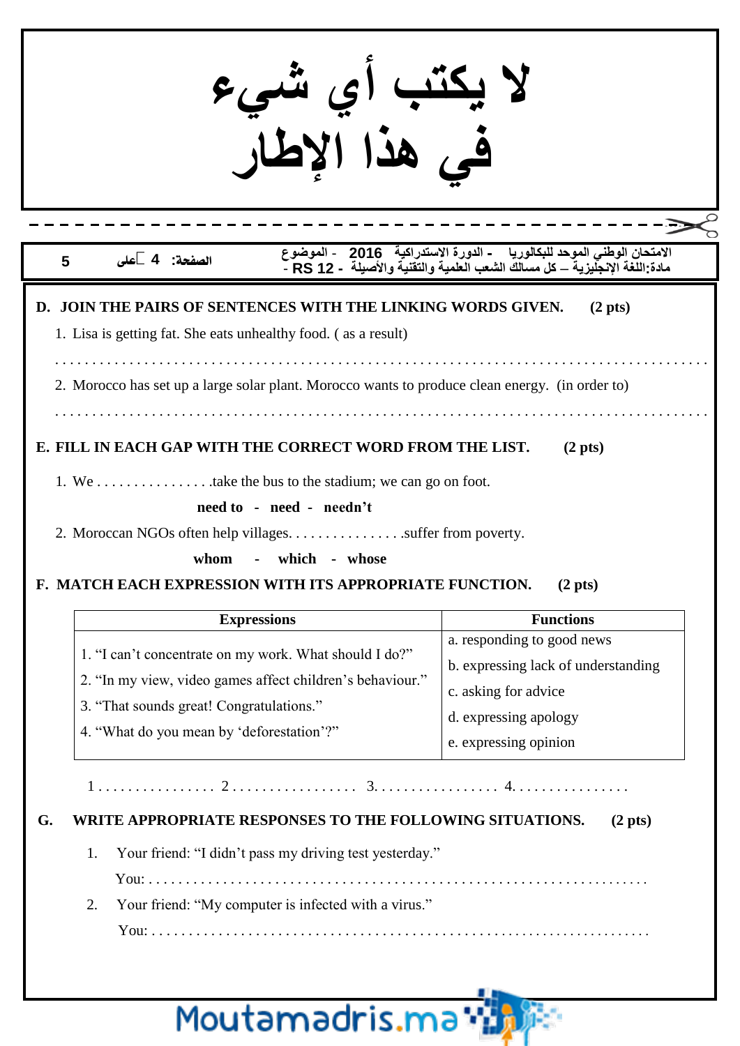لا يكتب أي شيء
في هذا الإطار

## D. JOIN THE PAIRS OF SENTENCES WITH THE LINKING WORDS GIVEN. (2 pts)

1. Lisa is getting fat. She eats unhealthy food. ( as a result)

. . . . . . . . . . . . . . . . . . . . . . . . . . . . . . . . . . . . . . . . . . . . . . . . . . . . . . . . . . . . . . . . . . . . . . . . . . . . . . .

2. Morocco has set up a large solar plant. Morocco wants to produce clean energy. (in order to)

. . . . . . . . . . . . . . . . . . . . . . . . . . . . . . . . . . . . . . . . . . . . . . . . . . . . . . . . . . . . . . . . . . . . . . . . . . . . . . .

## E. FILL IN EACH GAP WITH THE CORRECT WORD FROM THE LIST. (2 pts)

1. We . . . . . . . . . . . . . . . .take the bus to the stadium; we can go on foot.

**need to - need - needn't**

2. Moroccan NGOs often help villages. . . . . . . . . . . . . . . . .suffer from poverty.

**whom - which - whose**

## F. MATCH EACH EXPRESSION WITH ITS APPROPRIATE FUNCTION. (2 pts)

| Expressions | Functions |
|---|---|
| 1. "I can't concentrate on my work. What should I do?" | a. responding to good news |
| 2. "In my view, video games affect children's behaviour." | b. expressing lack of understanding |
| 3. "That sounds great! Congratulations." | c. asking for advice |
| 4. "What do you mean by 'deforestation'?" | d. expressing apology |
| | e. expressing opinion |

1 . . . . . . . . . . . . . . . . 2 . . . . . . . . . . . . . . . . . 3. . . . . . . . . . . . . . . . . 4. . . . . . . . . . . . . . . .

## G. WRITE APPROPRIATE RESPONSES TO THE FOLLOWING SITUATIONS. (2 pts)

1. Your friend: "I didn't pass my driving test yesterday."

   You: . . . . . . . . . . . . . . . . . . . . . . . . . . . . . . . . . . . . . . . . . . . . . . . . . . . . . . . . . . . . . . . . . . . .

2. Your friend: "My computer is infected with a virus."

   You: . . . . . . . . . . . . . . . . . . . . . . . . . . . . . . . . . . . . . . . . . . . . . . . . . . . . . . . . . . . . . . . . . . . .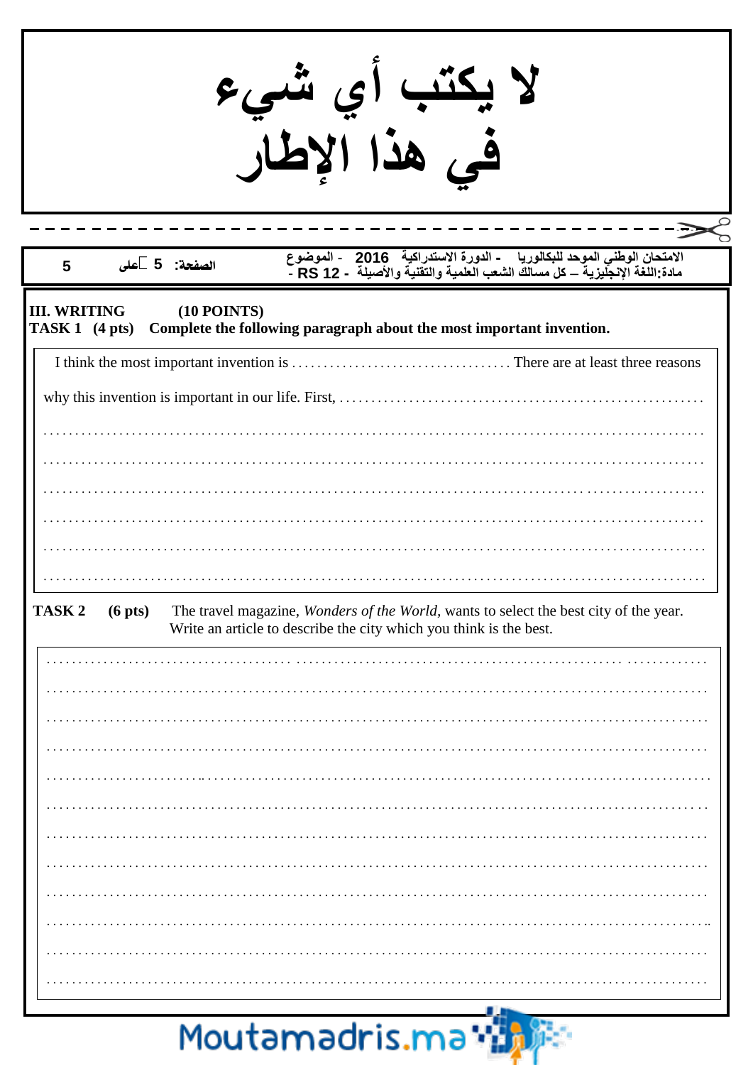لا يكتب أي شيء
في هذا الإطار

الامتحان الوطني الموحد للبكالوريا - الدورة الاستدراكية 2016 - الموضوع
مادة:اللغة الإنجليزية – كل مسالك الشعب العلمية والتقنية والأصيلة - RS 12 -

## III. WRITING (10 POINTS)

**TASK 1 (4 pts) Complete the following paragraph about the most important invention.**

I think the most important invention is .................................... There are at least three reasons why this invention is important in our life. First, ..........................................................

..........................................................................................................

..........................................................................................................

..........................................................................................................

..........................................................................................................

..........................................................................................................

..........................................................................................................

**TASK 2 (6 pts)** The travel magazine, *Wonders of the World*, wants to select the best city of the year. Write an article to describe the city which you think is the best.

..........................................................................................................

..........................................................................................................

..........................................................................................................

..........................................................................................................

..........................................................................................................

..........................................................................................................

..........................................................................................................

..........................................................................................................

..........................................................................................................

..........................................................................................................

..........................................................................................................

..........................................................................................................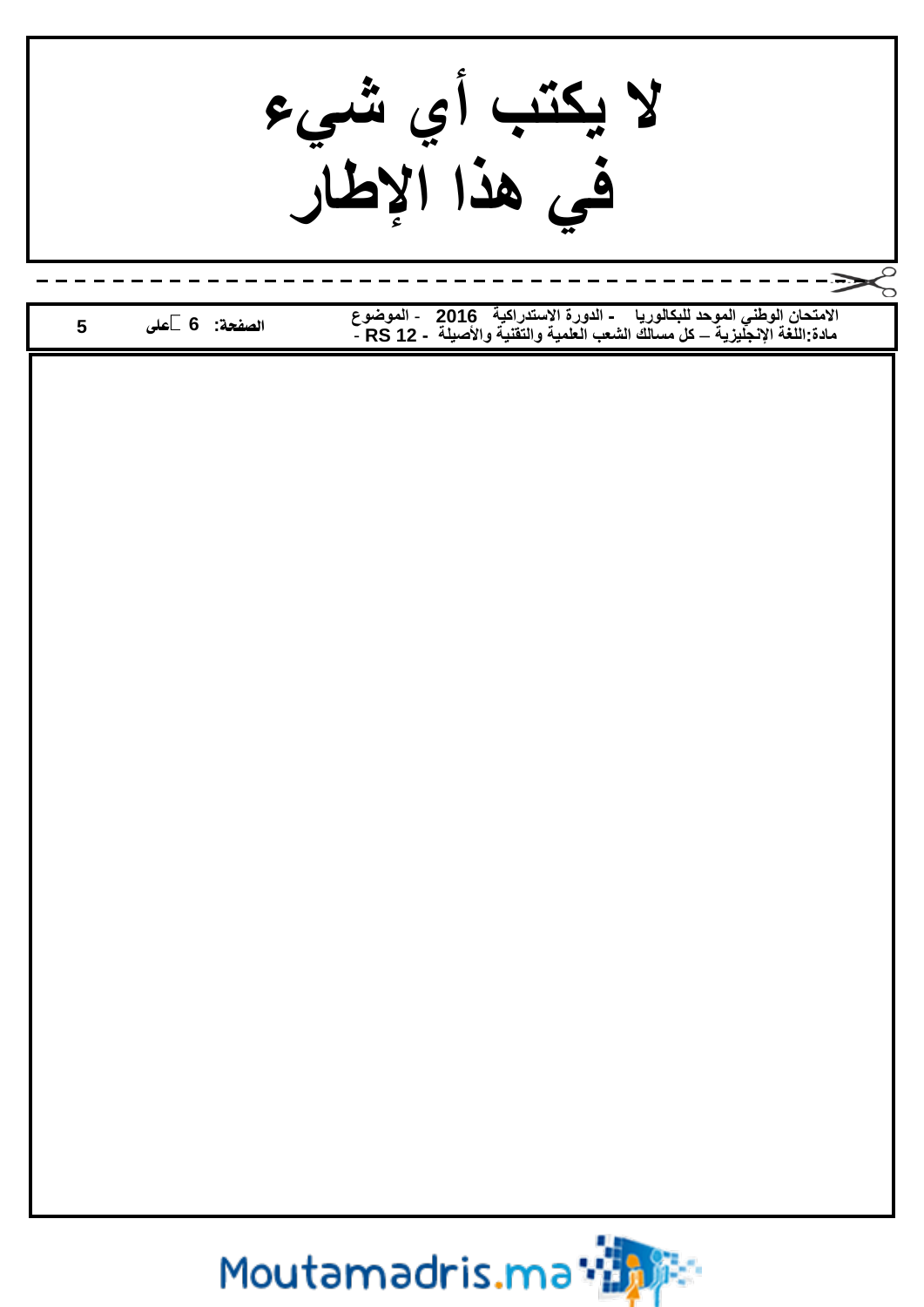# لا يكتب أي شيء في هذا الإطار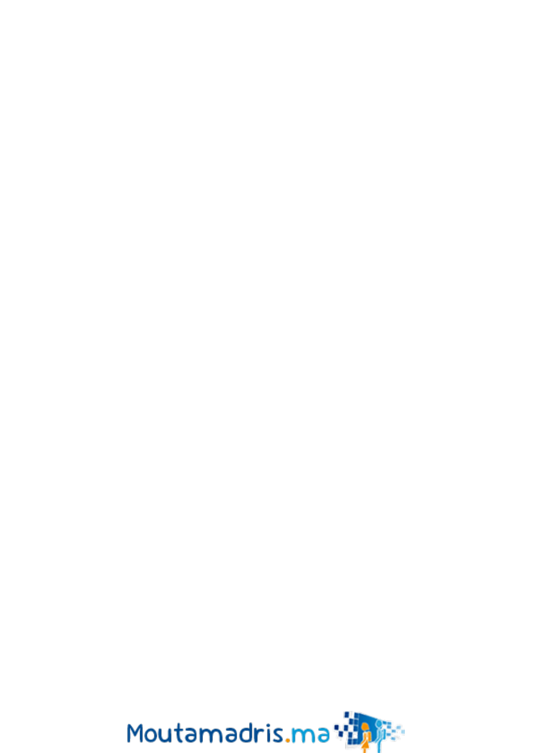Moutamadris.ma